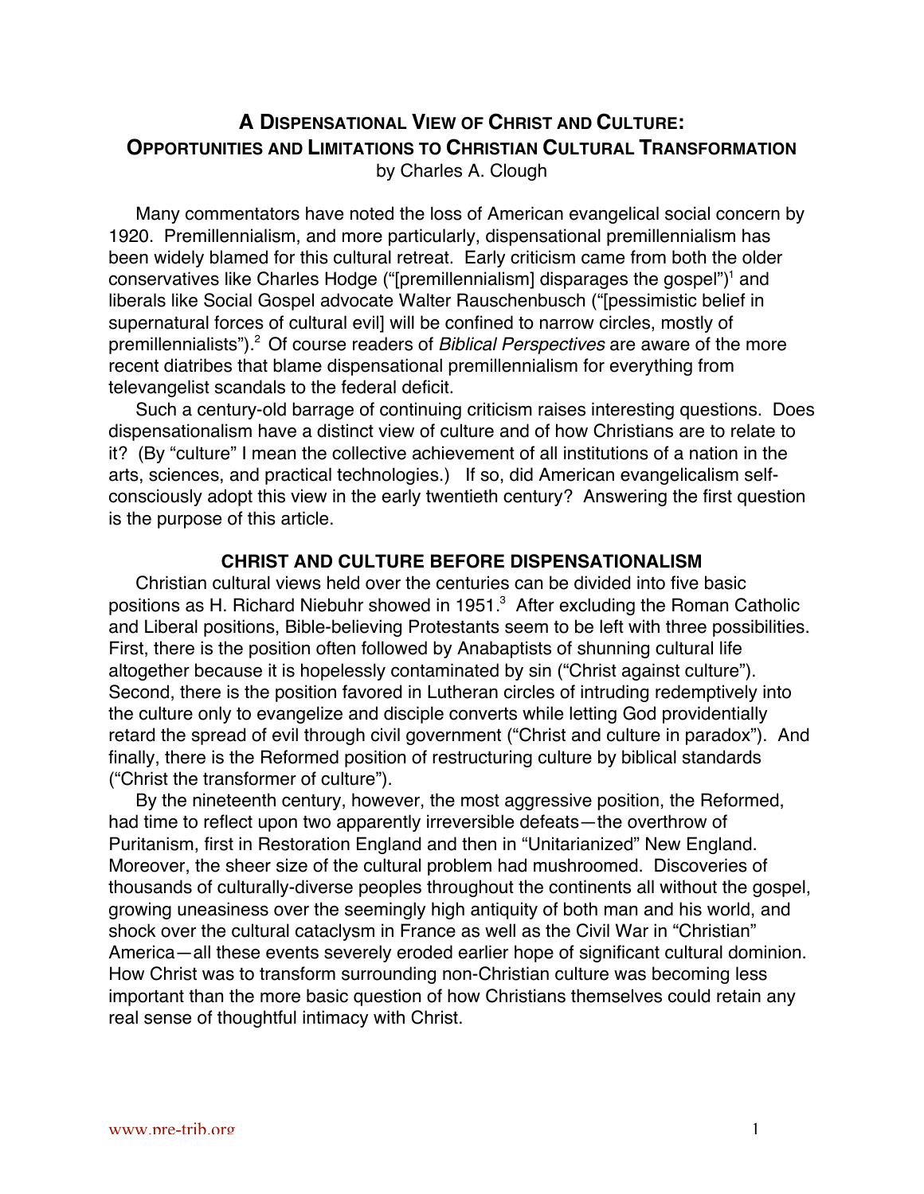# A Dispensational View of Christ and Culture: Opportunities and Limitations to Christian Cultural Transformation

by Charles A. Clough

Many commentators have noted the loss of American evangelical social concern by 1920. Premillennialism, and more particularly, dispensational premillennialism has been widely blamed for this cultural retreat. Early criticism came from both the older conservatives like Charles Hodge ("[premillennialism] disparages the gospel")[1] and liberals like Social Gospel advocate Walter Rauschenbusch ("[pessimistic belief in supernatural forces of cultural evil] will be confined to narrow circles, mostly of premillennialists").[2] Of course readers of *Biblical Perspectives* are aware of the more recent diatribes that blame dispensational premillennialism for everything from televangelist scandals to the federal deficit.

Such a century-old barrage of continuing criticism raises interesting questions. Does dispensationalism have a distinct view of culture and of how Christians are to relate to it? (By "culture" I mean the collective achievement of all institutions of a nation in the arts, sciences, and practical technologies.) If so, did American evangelicalism self-consciously adopt this view in the early twentieth century? Answering the first question is the purpose of this article.

## CHRIST AND CULTURE BEFORE DISPENSATIONALISM

Christian cultural views held over the centuries can be divided into five basic positions as H. Richard Niebuhr showed in 1951.[3] After excluding the Roman Catholic and Liberal positions, Bible-believing Protestants seem to be left with three possibilities. First, there is the position often followed by Anabaptists of shunning cultural life altogether because it is hopelessly contaminated by sin ("Christ against culture"). Second, there is the position favored in Lutheran circles of intruding redemptively into the culture only to evangelize and disciple converts while letting God providentially retard the spread of evil through civil government ("Christ and culture in paradox"). And finally, there is the Reformed position of restructuring culture by biblical standards ("Christ the transformer of culture").

By the nineteenth century, however, the most aggressive position, the Reformed, had time to reflect upon two apparently irreversible defeats—the overthrow of Puritanism, first in Restoration England and then in "Unitarianized" New England. Moreover, the sheer size of the cultural problem had mushroomed. Discoveries of thousands of culturally-diverse peoples throughout the continents all without the gospel, growing uneasiness over the seemingly high antiquity of both man and his world, and shock over the cultural cataclysm in France as well as the Civil War in "Christian" America—all these events severely eroded earlier hope of significant cultural dominion. How Christ was to transform surrounding non-Christian culture was becoming less important than the more basic question of how Christians themselves could retain any real sense of thoughtful intimacy with Christ.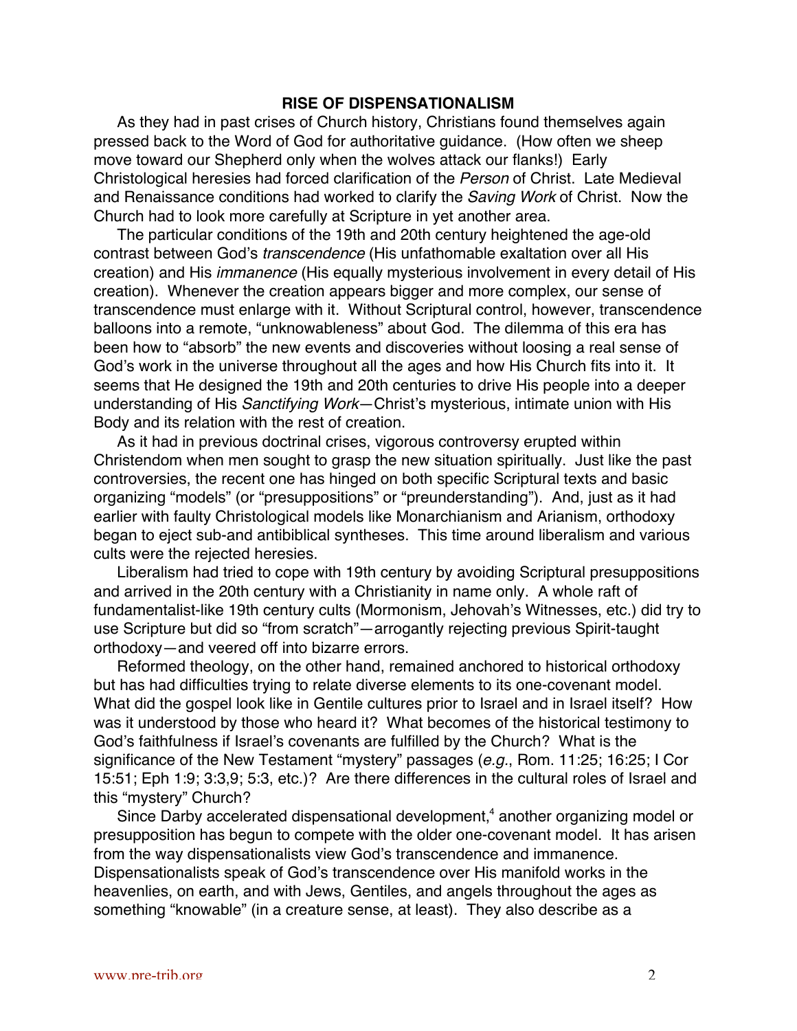## RISE OF DISPENSATIONALISM

As they had in past crises of Church history, Christians found themselves again pressed back to the Word of God for authoritative guidance. (How often we sheep move toward our Shepherd only when the wolves attack our flanks!) Early Christological heresies had forced clarification of the *Person* of Christ. Late Medieval and Renaissance conditions had worked to clarify the *Saving Work* of Christ. Now the Church had to look more carefully at Scripture in yet another area.

The particular conditions of the 19th and 20th century heightened the age-old contrast between God's *transcendence* (His unfathomable exaltation over all His creation) and His *immanence* (His equally mysterious involvement in every detail of His creation). Whenever the creation appears bigger and more complex, our sense of transcendence must enlarge with it. Without Scriptural control, however, transcendence balloons into a remote, "unknowableness" about God. The dilemma of this era has been how to "absorb" the new events and discoveries without loosing a real sense of God's work in the universe throughout all the ages and how His Church fits into it. It seems that He designed the 19th and 20th centuries to drive His people into a deeper understanding of His *Sanctifying Work*—Christ's mysterious, intimate union with His Body and its relation with the rest of creation.

As it had in previous doctrinal crises, vigorous controversy erupted within Christendom when men sought to grasp the new situation spiritually. Just like the past controversies, the recent one has hinged on both specific Scriptural texts and basic organizing "models" (or "presuppositions" or "preunderstanding"). And, just as it had earlier with faulty Christological models like Monarchianism and Arianism, orthodoxy began to eject sub-and antibiblical syntheses. This time around liberalism and various cults were the rejected heresies.

Liberalism had tried to cope with 19th century by avoiding Scriptural presuppositions and arrived in the 20th century with a Christianity in name only. A whole raft of fundamentalist-like 19th century cults (Mormonism, Jehovah's Witnesses, etc.) did try to use Scripture but did so "from scratch"—arrogantly rejecting previous Spirit-taught orthodoxy—and veered off into bizarre errors.

Reformed theology, on the other hand, remained anchored to historical orthodoxy but has had difficulties trying to relate diverse elements to its one-covenant model. What did the gospel look like in Gentile cultures prior to Israel and in Israel itself? How was it understood by those who heard it? What becomes of the historical testimony to God's faithfulness if Israel's covenants are fulfilled by the Church? What is the significance of the New Testament "mystery" passages (*e.g.*, Rom. 11:25; 16:25; I Cor 15:51; Eph 1:9; 3:3,9; 5:3, etc.)? Are there differences in the cultural roles of Israel and this "mystery" Church?

Since Darby accelerated dispensational development,[4] another organizing model or presupposition has begun to compete with the older one-covenant model. It has arisen from the way dispensationalists view God's transcendence and immanence. Dispensationalists speak of God's transcendence over His manifold works in the heavenlies, on earth, and with Jews, Gentiles, and angels throughout the ages as something "knowable" (in a creature sense, at least). They also describe as a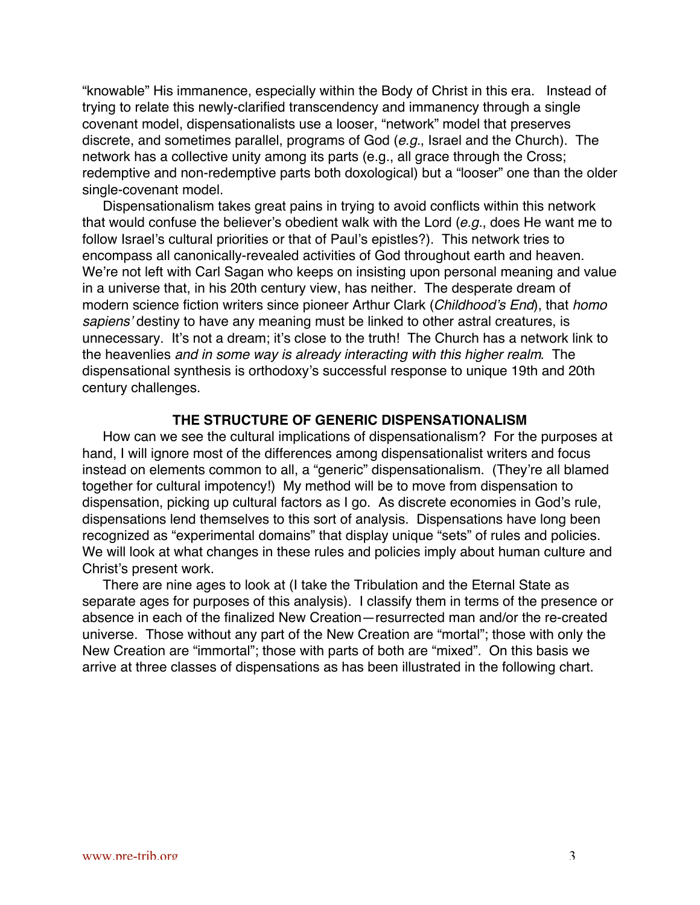"knowable" His immanence, especially within the Body of Christ in this era. Instead of trying to relate this newly-clarified transcendency and immanency through a single covenant model, dispensationalists use a looser, "network" model that preserves discrete, and sometimes parallel, programs of God (*e.g.*, Israel and the Church). The network has a collective unity among its parts (e.g., all grace through the Cross; redemptive and non-redemptive parts both doxological) but a "looser" one than the older single-covenant model.

Dispensationalism takes great pains in trying to avoid conflicts within this network that would confuse the believer's obedient walk with the Lord (*e.g.*, does He want me to follow Israel's cultural priorities or that of Paul's epistles?). This network tries to encompass all canonically-revealed activities of God throughout earth and heaven. We're not left with Carl Sagan who keeps on insisting upon personal meaning and value in a universe that, in his 20th century view, has neither. The desperate dream of modern science fiction writers since pioneer Arthur Clark (*Childhood's End*), that *homo sapiens'* destiny to have any meaning must be linked to other astral creatures, is unnecessary. It's not a dream; it's close to the truth! The Church has a network link to the heavenlies *and in some way is already interacting with this higher realm*. The dispensational synthesis is orthodoxy's successful response to unique 19th and 20th century challenges.

## THE STRUCTURE OF GENERIC DISPENSATIONALISM

How can we see the cultural implications of dispensationalism? For the purposes at hand, I will ignore most of the differences among dispensationalist writers and focus instead on elements common to all, a "generic" dispensationalism. (They're all blamed together for cultural impotency!) My method will be to move from dispensation to dispensation, picking up cultural factors as I go. As discrete economies in God's rule, dispensations lend themselves to this sort of analysis. Dispensations have long been recognized as "experimental domains" that display unique "sets" of rules and policies. We will look at what changes in these rules and policies imply about human culture and Christ's present work.

There are nine ages to look at (I take the Tribulation and the Eternal State as separate ages for purposes of this analysis). I classify them in terms of the presence or absence in each of the finalized New Creation—resurrected man and/or the re-created universe. Those without any part of the New Creation are "mortal"; those with only the New Creation are "immortal"; those with parts of both are "mixed". On this basis we arrive at three classes of dispensations as has been illustrated in the following chart.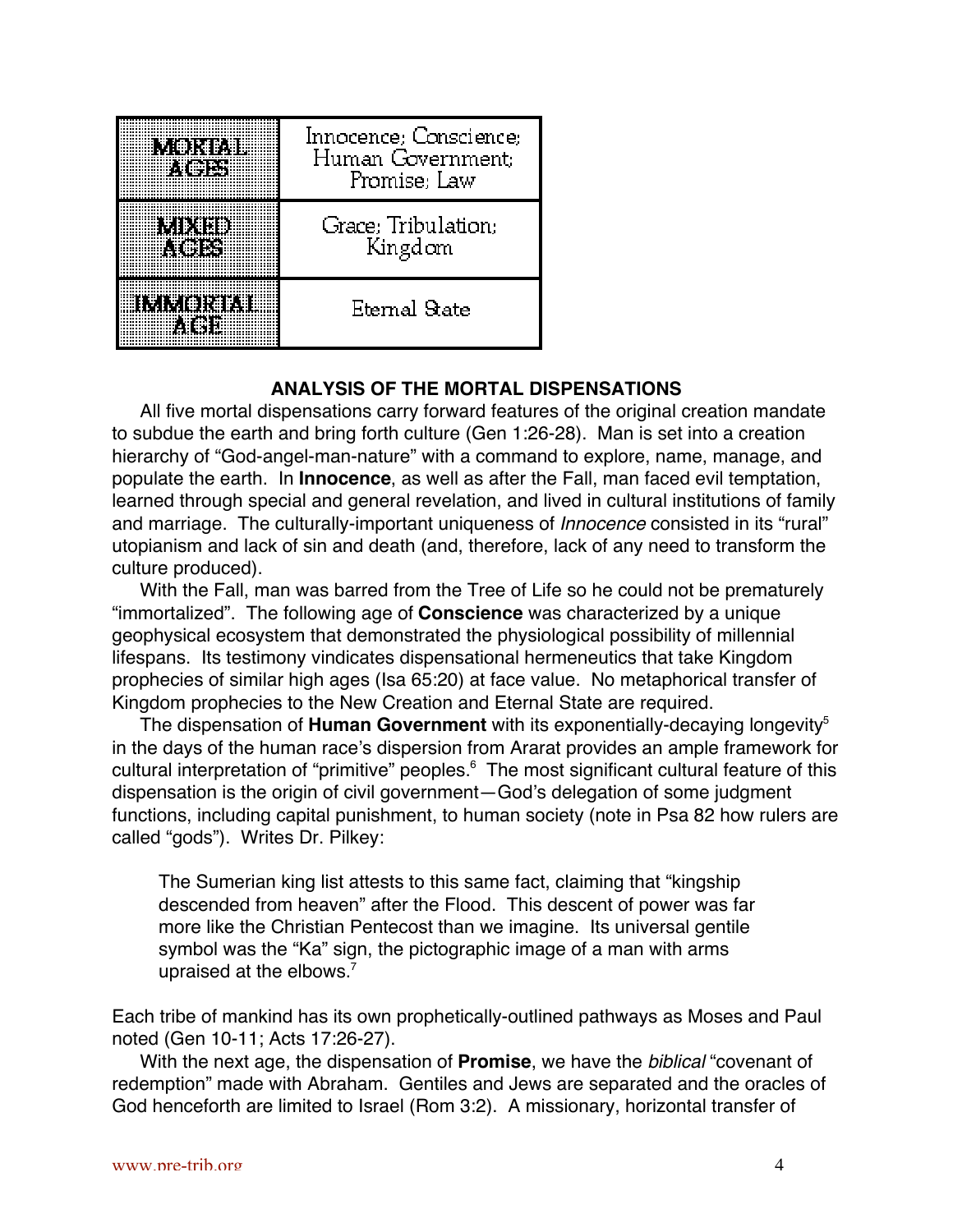| | |
|---|---|
| MORTAL AGES | Innocence; Conscience; Human Government; Promise; Law |
| MIXED AGES | Grace; Tribulation; Kingdom |
| IMMORTAL AGE | Eternal State |

**ANALYSIS OF THE MORTAL DISPENSATIONS**

All five mortal dispensations carry forward features of the original creation mandate to subdue the earth and bring forth culture (Gen 1:26-28). Man is set into a creation hierarchy of "God-angel-man-nature" with a command to explore, name, manage, and populate the earth. In **Innocence**, as well as after the Fall, man faced evil temptation, learned through special and general revelation, and lived in cultural institutions of family and marriage. The culturally-important uniqueness of *Innocence* consisted in its "rural" utopianism and lack of sin and death (and, therefore, lack of any need to transform the culture produced).

With the Fall, man was barred from the Tree of Life so he could not be prematurely "immortalized". The following age of **Conscience** was characterized by a unique geophysical ecosystem that demonstrated the physiological possibility of millennial lifespans. Its testimony vindicates dispensational hermeneutics that take Kingdom prophecies of similar high ages (Isa 65:20) at face value. No metaphorical transfer of Kingdom prophecies to the New Creation and Eternal State are required.

The dispensation of **Human Government** with its exponentially-decaying longevity[5] in the days of the human race's dispersion from Ararat provides an ample framework for cultural interpretation of "primitive" peoples.[6] The most significant cultural feature of this dispensation is the origin of civil government—God's delegation of some judgment functions, including capital punishment, to human society (note in Psa 82 how rulers are called "gods"). Writes Dr. Pilkey:

> The Sumerian king list attests to this same fact, claiming that "kingship descended from heaven" after the Flood. This descent of power was far more like the Christian Pentecost than we imagine. Its universal gentile symbol was the "Ka" sign, the pictographic image of a man with arms upraised at the elbows.[7]

Each tribe of mankind has its own prophetically-outlined pathways as Moses and Paul noted (Gen 10-11; Acts 17:26-27).

With the next age, the dispensation of **Promise**, we have the *biblical* "covenant of redemption" made with Abraham. Gentiles and Jews are separated and the oracles of God henceforth are limited to Israel (Rom 3:2). A missionary, horizontal transfer of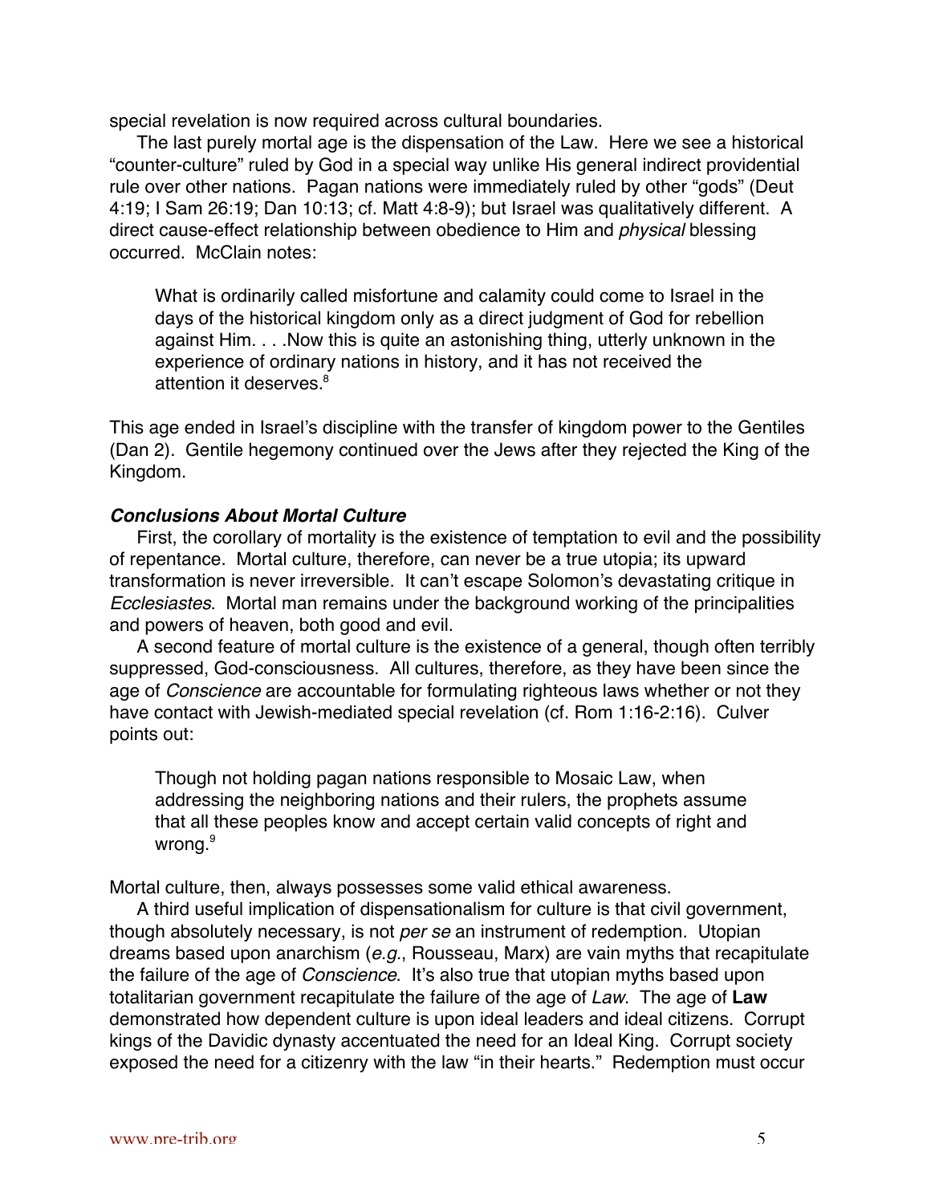special revelation is now required across cultural boundaries.

The last purely mortal age is the dispensation of the Law. Here we see a historical "counter-culture" ruled by God in a special way unlike His general indirect providential rule over other nations. Pagan nations were immediately ruled by other "gods" (Deut 4:19; I Sam 26:19; Dan 10:13; cf. Matt 4:8-9); but Israel was qualitatively different. A direct cause-effect relationship between obedience to Him and *physical* blessing occurred. McClain notes:

> What is ordinarily called misfortune and calamity could come to Israel in the days of the historical kingdom only as a direct judgment of God for rebellion against Him. . . .Now this is quite an astonishing thing, utterly unknown in the experience of ordinary nations in history, and it has not received the attention it deserves.[8]

This age ended in Israel's discipline with the transfer of kingdom power to the Gentiles (Dan 2). Gentile hegemony continued over the Jews after they rejected the King of the Kingdom.

### *Conclusions About Mortal Culture*

First, the corollary of mortality is the existence of temptation to evil and the possibility of repentance. Mortal culture, therefore, can never be a true utopia; its upward transformation is never irreversible. It can't escape Solomon's devastating critique in *Ecclesiastes*. Mortal man remains under the background working of the principalities and powers of heaven, both good and evil.

A second feature of mortal culture is the existence of a general, though often terribly suppressed, God-consciousness. All cultures, therefore, as they have been since the age of *Conscience* are accountable for formulating righteous laws whether or not they have contact with Jewish-mediated special revelation (cf. Rom 1:16-2:16). Culver points out:

> Though not holding pagan nations responsible to Mosaic Law, when addressing the neighboring nations and their rulers, the prophets assume that all these peoples know and accept certain valid concepts of right and wrong.[9]

Mortal culture, then, always possesses some valid ethical awareness.

A third useful implication of dispensationalism for culture is that civil government, though absolutely necessary, is not *per se* an instrument of redemption. Utopian dreams based upon anarchism (*e.g.*, Rousseau, Marx) are vain myths that recapitulate the failure of the age of *Conscience*. It's also true that utopian myths based upon totalitarian government recapitulate the failure of the age of *Law*. The age of **Law** demonstrated how dependent culture is upon ideal leaders and ideal citizens. Corrupt kings of the Davidic dynasty accentuated the need for an Ideal King. Corrupt society exposed the need for a citizenry with the law "in their hearts." Redemption must occur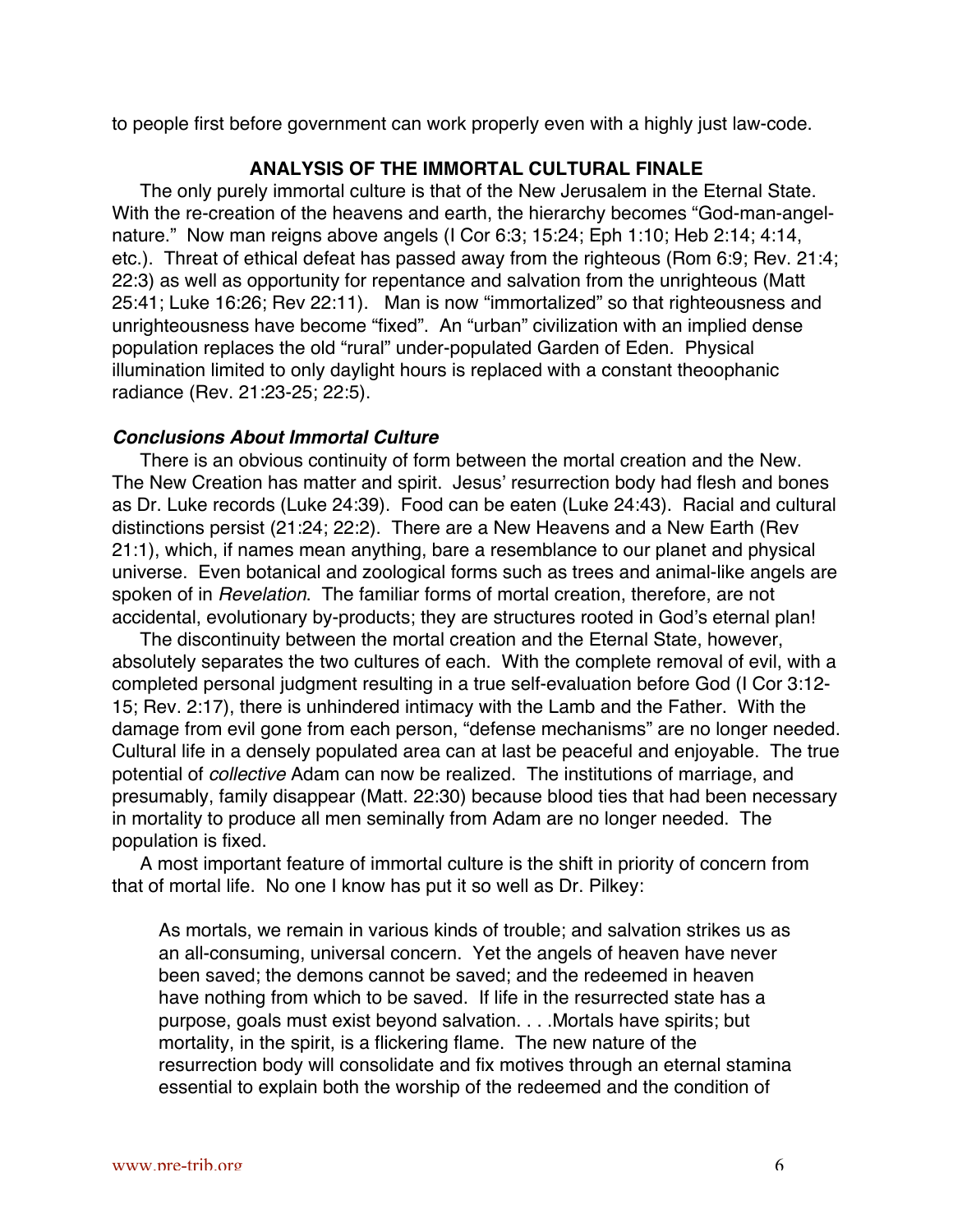to people first before government can work properly even with a highly just law-code.

## ANALYSIS OF THE IMMORTAL CULTURAL FINALE

The only purely immortal culture is that of the New Jerusalem in the Eternal State. With the re-creation of the heavens and earth, the hierarchy becomes "God-man-angel-nature." Now man reigns above angels (I Cor 6:3; 15:24; Eph 1:10; Heb 2:14; 4:14, etc.). Threat of ethical defeat has passed away from the righteous (Rom 6:9; Rev. 21:4; 22:3) as well as opportunity for repentance and salvation from the unrighteous (Matt 25:41; Luke 16:26; Rev 22:11). Man is now "immortalized" so that righteousness and unrighteousness have become "fixed". An "urban" civilization with an implied dense population replaces the old "rural" under-populated Garden of Eden. Physical illumination limited to only daylight hours is replaced with a constant theophanic radiance (Rev. 21:23-25; 22:5).

### *Conclusions About Immortal Culture*

There is an obvious continuity of form between the mortal creation and the New. The New Creation has matter and spirit. Jesus' resurrection body had flesh and bones as Dr. Luke records (Luke 24:39). Food can be eaten (Luke 24:43). Racial and cultural distinctions persist (21:24; 22:2). There are a New Heavens and a New Earth (Rev 21:1), which, if names mean anything, bare a resemblance to our planet and physical universe. Even botanical and zoological forms such as trees and animal-like angels are spoken of in *Revelation*. The familiar forms of mortal creation, therefore, are not accidental, evolutionary by-products; they are structures rooted in God's eternal plan!

The discontinuity between the mortal creation and the Eternal State, however, absolutely separates the two cultures of each. With the complete removal of evil, with a completed personal judgment resulting in a true self-evaluation before God (I Cor 3:12-15; Rev. 2:17), there is unhindered intimacy with the Lamb and the Father. With the damage from evil gone from each person, "defense mechanisms" are no longer needed. Cultural life in a densely populated area can at last be peaceful and enjoyable. The true potential of *collective* Adam can now be realized. The institutions of marriage, and presumably, family disappear (Matt. 22:30) because blood ties that had been necessary in mortality to produce all men seminally from Adam are no longer needed. The population is fixed.

A most important feature of immortal culture is the shift in priority of concern from that of mortal life. No one I know has put it so well as Dr. Pilkey:

> As mortals, we remain in various kinds of trouble; and salvation strikes us as an all-consuming, universal concern. Yet the angels of heaven have never been saved; the demons cannot be saved; and the redeemed in heaven have nothing from which to be saved. If life in the resurrected state has a purpose, goals must exist beyond salvation. . . .Mortals have spirits; but mortality, in the spirit, is a flickering flame. The new nature of the resurrection body will consolidate and fix motives through an eternal stamina essential to explain both the worship of the redeemed and the condition of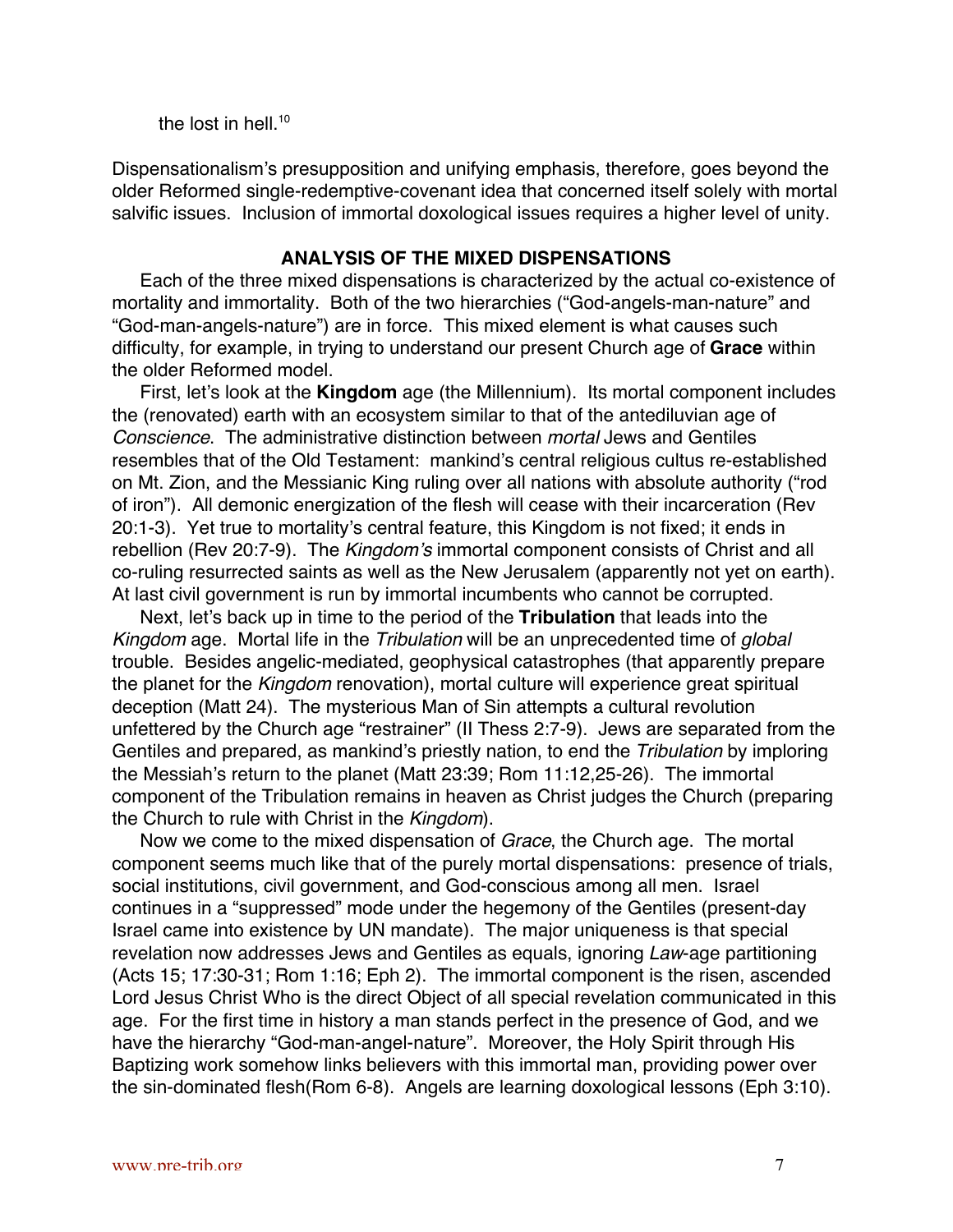the lost in hell.[10]

Dispensationalism's presupposition and unifying emphasis, therefore, goes beyond the older Reformed single-redemptive-covenant idea that concerned itself solely with mortal salvific issues. Inclusion of immortal doxological issues requires a higher level of unity.

## ANALYSIS OF THE MIXED DISPENSATIONS

Each of the three mixed dispensations is characterized by the actual co-existence of mortality and immortality. Both of the two hierarchies ("God-angels-man-nature" and "God-man-angels-nature") are in force. This mixed element is what causes such difficulty, for example, in trying to understand our present Church age of **Grace** within the older Reformed model.

First, let's look at the **Kingdom** age (the Millennium). Its mortal component includes the (renovated) earth with an ecosystem similar to that of the antediluvian age of *Conscience*. The administrative distinction between *mortal* Jews and Gentiles resembles that of the Old Testament: mankind's central religious cultus re-established on Mt. Zion, and the Messianic King ruling over all nations with absolute authority ("rod of iron"). All demonic energization of the flesh will cease with their incarceration (Rev 20:1-3). Yet true to mortality's central feature, this Kingdom is not fixed; it ends in rebellion (Rev 20:7-9). The *Kingdom's* immortal component consists of Christ and all co-ruling resurrected saints as well as the New Jerusalem (apparently not yet on earth). At last civil government is run by immortal incumbents who cannot be corrupted.

Next, let's back up in time to the period of the **Tribulation** that leads into the *Kingdom* age. Mortal life in the *Tribulation* will be an unprecedented time of *global* trouble. Besides angelic-mediated, geophysical catastrophes (that apparently prepare the planet for the *Kingdom* renovation), mortal culture will experience great spiritual deception (Matt 24). The mysterious Man of Sin attempts a cultural revolution unfettered by the Church age "restrainer" (II Thess 2:7-9). Jews are separated from the Gentiles and prepared, as mankind's priestly nation, to end the *Tribulation* by imploring the Messiah's return to the planet (Matt 23:39; Rom 11:12,25-26). The immortal component of the Tribulation remains in heaven as Christ judges the Church (preparing the Church to rule with Christ in the *Kingdom*).

Now we come to the mixed dispensation of *Grace*, the Church age. The mortal component seems much like that of the purely mortal dispensations: presence of trials, social institutions, civil government, and God-conscious among all men. Israel continues in a "suppressed" mode under the hegemony of the Gentiles (present-day Israel came into existence by UN mandate). The major uniqueness is that special revelation now addresses Jews and Gentiles as equals, ignoring *Law*-age partitioning (Acts 15; 17:30-31; Rom 1:16; Eph 2). The immortal component is the risen, ascended Lord Jesus Christ Who is the direct Object of all special revelation communicated in this age. For the first time in history a man stands perfect in the presence of God, and we have the hierarchy "God-man-angel-nature". Moreover, the Holy Spirit through His Baptizing work somehow links believers with this immortal man, providing power over the sin-dominated flesh(Rom 6-8). Angels are learning doxological lessons (Eph 3:10).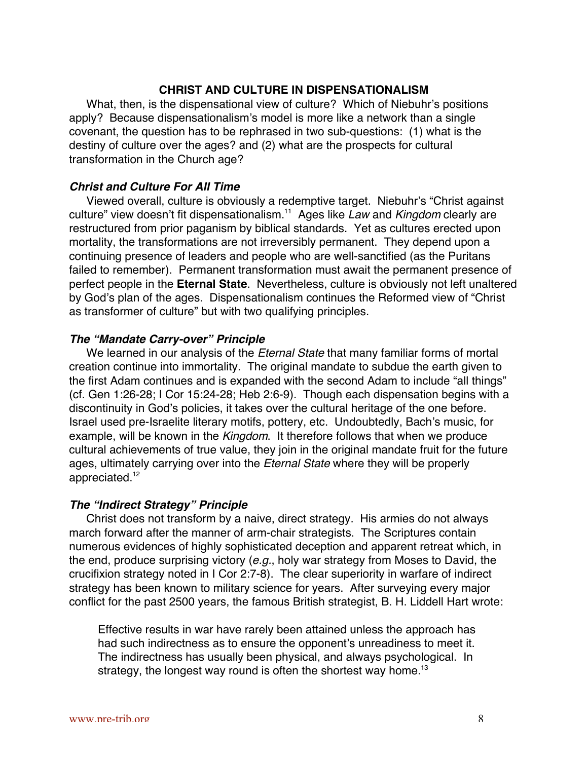## CHRIST AND CULTURE IN DISPENSATIONALISM

What, then, is the dispensational view of culture? Which of Niebuhr's positions apply? Because dispensationalism's model is more like a network than a single covenant, the question has to be rephrased in two sub-questions: (1) what is the destiny of culture over the ages? and (2) what are the prospects for cultural transformation in the Church age?

### *Christ and Culture For All Time*

Viewed overall, culture is obviously a redemptive target. Niebuhr's "Christ against culture" view doesn't fit dispensationalism.[11] Ages like *Law* and *Kingdom* clearly are restructured from prior paganism by biblical standards. Yet as cultures erected upon mortality, the transformations are not irreversibly permanent. They depend upon a continuing presence of leaders and people who are well-sanctified (as the Puritans failed to remember). Permanent transformation must await the permanent presence of perfect people in the **Eternal State**. Nevertheless, culture is obviously not left unaltered by God's plan of the ages. Dispensationalism continues the Reformed view of "Christ as transformer of culture" but with two qualifying principles.

### *The "Mandate Carry-over" Principle*

We learned in our analysis of the *Eternal State* that many familiar forms of mortal creation continue into immortality. The original mandate to subdue the earth given to the first Adam continues and is expanded with the second Adam to include "all things" (cf. Gen 1:26-28; I Cor 15:24-28; Heb 2:6-9). Though each dispensation begins with a discontinuity in God's policies, it takes over the cultural heritage of the one before. Israel used pre-Israelite literary motifs, pottery, etc. Undoubtedly, Bach's music, for example, will be known in the *Kingdom*. It therefore follows that when we produce cultural achievements of true value, they join in the original mandate fruit for the future ages, ultimately carrying over into the *Eternal State* where they will be properly appreciated.[12]

### *The "Indirect Strategy" Principle*

Christ does not transform by a naive, direct strategy. His armies do not always march forward after the manner of arm-chair strategists. The Scriptures contain numerous evidences of highly sophisticated deception and apparent retreat which, in the end, produce surprising victory (*e.g.*, holy war strategy from Moses to David, the crucifixion strategy noted in I Cor 2:7-8). The clear superiority in warfare of indirect strategy has been known to military science for years. After surveying every major conflict for the past 2500 years, the famous British strategist, B. H. Liddell Hart wrote:

> Effective results in war have rarely been attained unless the approach has had such indirectness as to ensure the opponent's unreadiness to meet it. The indirectness has usually been physical, and always psychological. In strategy, the longest way round is often the shortest way home.[13]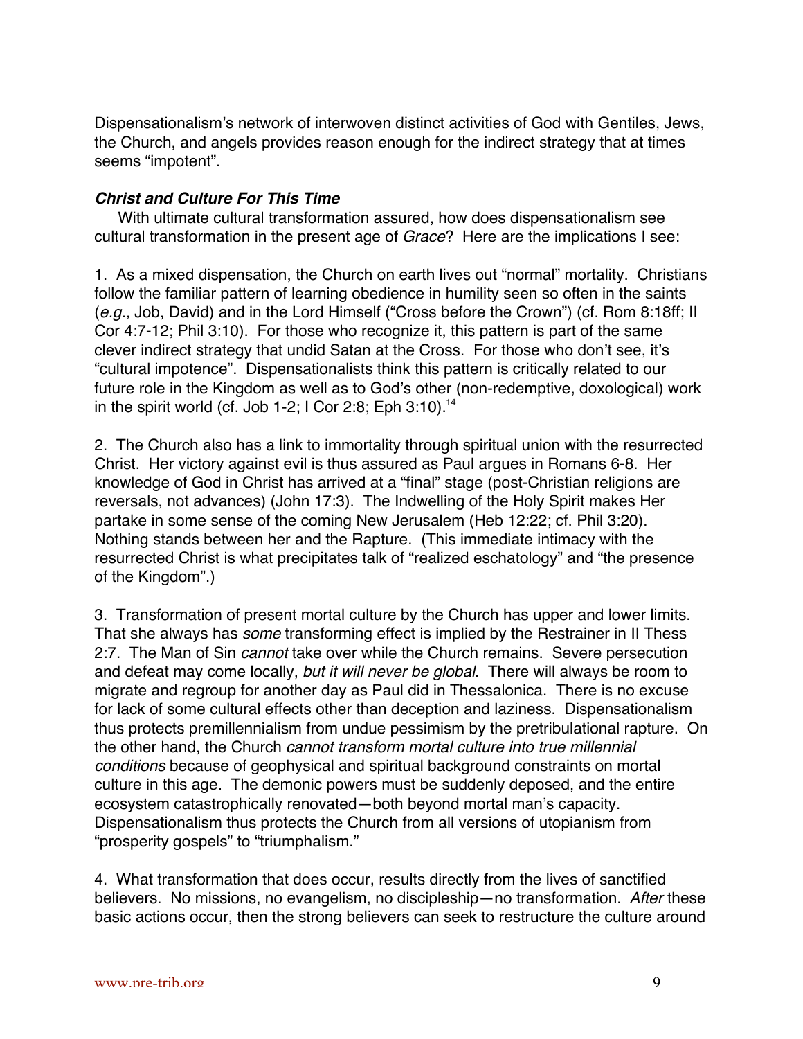Dispensationalism's network of interwoven distinct activities of God with Gentiles, Jews, the Church, and angels provides reason enough for the indirect strategy that at times seems "impotent".

### ***Christ and Culture For This Time***

With ultimate cultural transformation assured, how does dispensationalism see cultural transformation in the present age of *Grace*? Here are the implications I see:

1. As a mixed dispensation, the Church on earth lives out "normal" mortality. Christians follow the familiar pattern of learning obedience in humility seen so often in the saints (*e.g.,* Job, David) and in the Lord Himself ("Cross before the Crown") (cf. Rom 8:18ff; II Cor 4:7-12; Phil 3:10). For those who recognize it, this pattern is part of the same clever indirect strategy that undid Satan at the Cross. For those who don't see, it's "cultural impotence". Dispensationalists think this pattern is critically related to our future role in the Kingdom as well as to God's other (non-redemptive, doxological) work in the spirit world (cf. Job 1-2; I Cor 2:8; Eph 3:10).[14]

2. The Church also has a link to immortality through spiritual union with the resurrected Christ. Her victory against evil is thus assured as Paul argues in Romans 6-8. Her knowledge of God in Christ has arrived at a "final" stage (post-Christian religions are reversals, not advances) (John 17:3). The Indwelling of the Holy Spirit makes Her partake in some sense of the coming New Jerusalem (Heb 12:22; cf. Phil 3:20). Nothing stands between her and the Rapture. (This immediate intimacy with the resurrected Christ is what precipitates talk of "realized eschatology" and "the presence of the Kingdom".)

3. Transformation of present mortal culture by the Church has upper and lower limits. That she always has *some* transforming effect is implied by the Restrainer in II Thess 2:7. The Man of Sin *cannot* take over while the Church remains. Severe persecution and defeat may come locally, *but it will never be global*. There will always be room to migrate and regroup for another day as Paul did in Thessalonica. There is no excuse for lack of some cultural effects other than deception and laziness. Dispensationalism thus protects premillennialism from undue pessimism by the pretribulational rapture. On the other hand, the Church *cannot transform mortal culture into true millennial conditions* because of geophysical and spiritual background constraints on mortal culture in this age. The demonic powers must be suddenly deposed, and the entire ecosystem catastrophically renovated—both beyond mortal man's capacity. Dispensationalism thus protects the Church from all versions of utopianism from "prosperity gospels" to "triumphalism."

4. What transformation that does occur, results directly from the lives of sanctified believers. No missions, no evangelism, no discipleship—no transformation. *After* these basic actions occur, then the strong believers can seek to restructure the culture around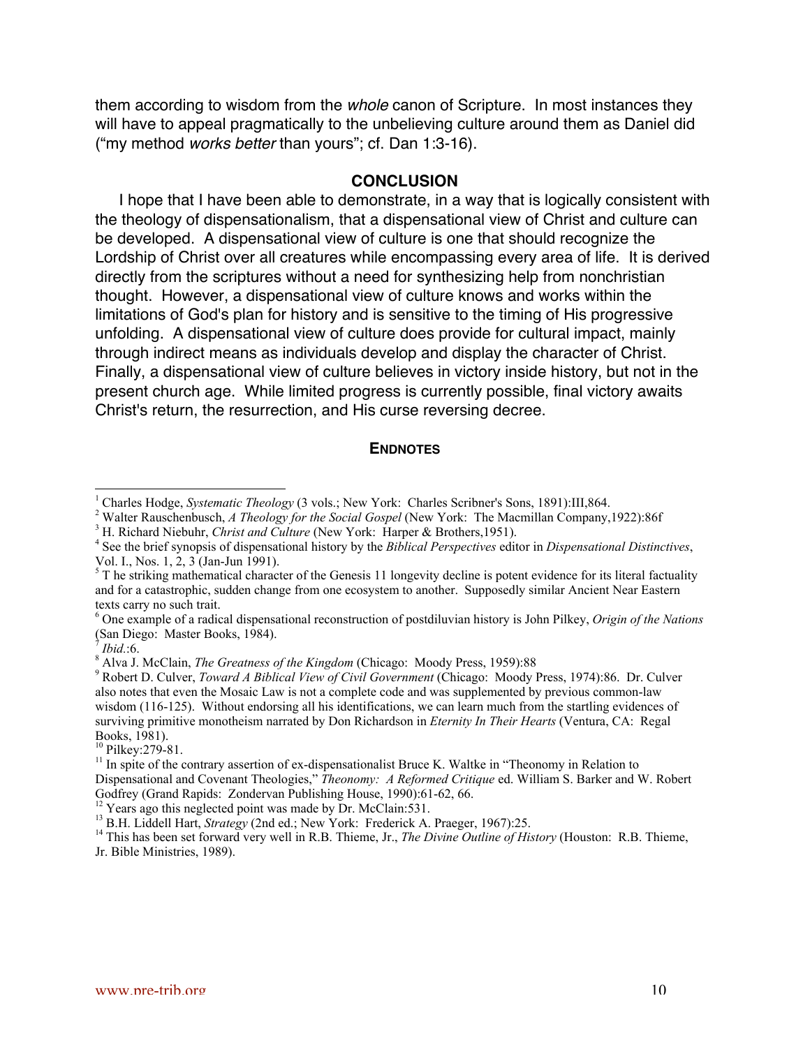them according to wisdom from the *whole* canon of Scripture. In most instances they will have to appeal pragmatically to the unbelieving culture around them as Daniel did ("my method *works better* than yours"; cf. Dan 1:3-16).

## CONCLUSION

I hope that I have been able to demonstrate, in a way that is logically consistent with the theology of dispensationalism, that a dispensational view of Christ and culture can be developed. A dispensational view of culture is one that should recognize the Lordship of Christ over all creatures while encompassing every area of life. It is derived directly from the scriptures without a need for synthesizing help from nonchristian thought. However, a dispensational view of culture knows and works within the limitations of God's plan for history and is sensitive to the timing of His progressive unfolding. A dispensational view of culture does provide for cultural impact, mainly through indirect means as individuals develop and display the character of Christ. Finally, a dispensational view of culture believes in victory inside history, but not in the present church age. While limited progress is currently possible, final victory awaits Christ's return, the resurrection, and His curse reversing decree.

### ENDNOTES

[1] Charles Hodge, *Systematic Theology* (3 vols.; New York: Charles Scribner's Sons, 1891):III,864.

[2] Walter Rauschenbusch, *A Theology for the Social Gospel* (New York: The Macmillan Company,1922):86f

[3] H. Richard Niebuhr, *Christ and Culture* (New York: Harper & Brothers,1951).

[4] See the brief synopsis of dispensational history by the *Biblical Perspectives* editor in *Dispensational Distinctives*, Vol. I., Nos. 1, 2, 3 (Jan-Jun 1991).

[5] T he striking mathematical character of the Genesis 11 longevity decline is potent evidence for its literal factuality and for a catastrophic, sudden change from one ecosystem to another. Supposedly similar Ancient Near Eastern texts carry no such trait.

[6] One example of a radical dispensational reconstruction of postdiluvian history is John Pilkey, *Origin of the Nations* (San Diego: Master Books, 1984).

[7] *Ibid.*:6.

[8] Alva J. McClain, *The Greatness of the Kingdom* (Chicago: Moody Press, 1959):88

[9] Robert D. Culver, *Toward A Biblical View of Civil Government* (Chicago: Moody Press, 1974):86. Dr. Culver also notes that even the Mosaic Law is not a complete code and was supplemented by previous common-law wisdom (116-125). Without endorsing all his identifications, we can learn much from the startling evidences of surviving primitive monotheism narrated by Don Richardson in *Eternity In Their Hearts* (Ventura, CA: Regal Books, 1981).

[10] Pilkey:279-81.

[11] In spite of the contrary assertion of ex-dispensationalist Bruce K. Waltke in "Theonomy in Relation to Dispensational and Covenant Theologies," *Theonomy: A Reformed Critique* ed. William S. Barker and W. Robert Godfrey (Grand Rapids: Zondervan Publishing House, 1990):61-62, 66.

[12] Years ago this neglected point was made by Dr. McClain:531.

[13] B.H. Liddell Hart, *Strategy* (2nd ed.; New York: Frederick A. Praeger, 1967):25.

[14] This has been set forward very well in R.B. Thieme, Jr., *The Divine Outline of History* (Houston: R.B. Thieme, Jr. Bible Ministries, 1989).